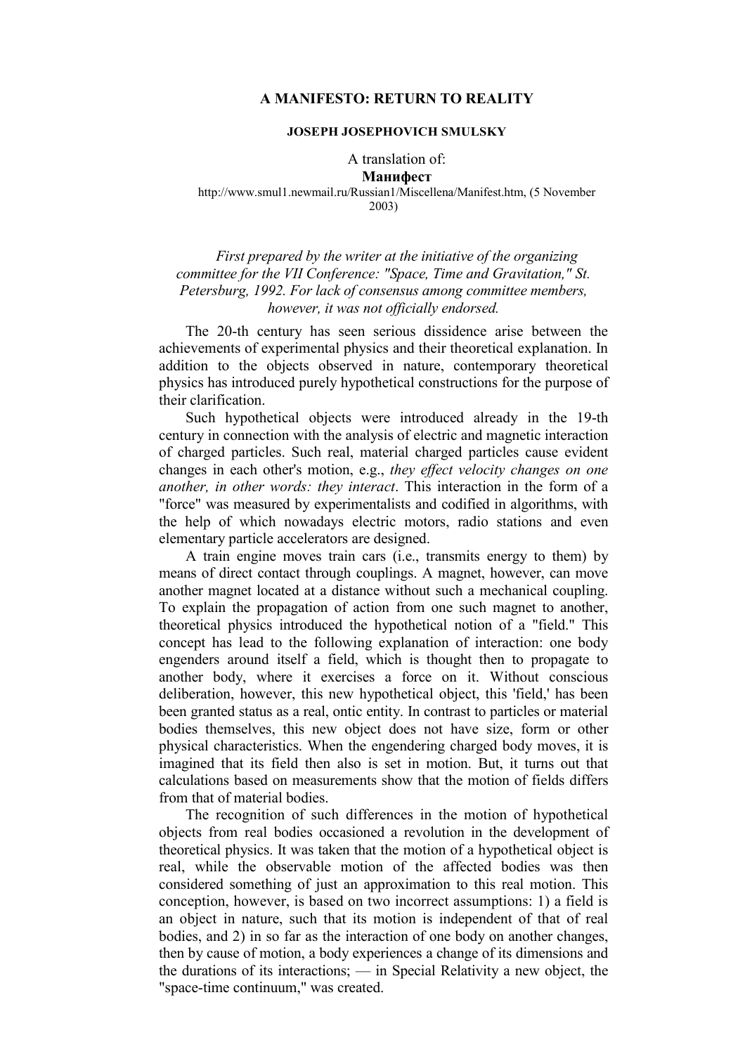# A MANIFESTO: RETURN TO REALITY

**JOSEPH JOSEPHOVICH SMULSKY**

A translation of:

**Манифест**

http://www.smul1.newmail.ru/Russian1/Miscellena/Manifest.htm, (5 November 2003)

*First prepared by the writer at the initiative of the organizing committee for the VII Conference: "Space, Time and Gravitation," St. Petersburg, 1992. For lack of consensus among committee members, however, it was not officially endorsed.*

The 20-th century has seen serious dissidence arise between the achievements of experimental physics and their theoretical explanation. In addition to the objects observed in nature, contemporary theoretical physics has introduced purely hypothetical constructions for the purpose of their clarification.

Such hypothetical objects were introduced already in the 19-th century in connection with the analysis of electric and magnetic interaction of charged particles. Such real, material charged particles cause evident changes in each other's motion, e.g., *they effect velocity changes on one another, in other words: they interact*. This interaction in the form of a "force" was measured by experimentalists and codified in algorithms, with the help of which nowadays electric motors, radio stations and even elementary particle accelerators are designed.

A train engine moves train cars (i.e., transmits energy to them) by means of direct contact through couplings. A magnet, however, can move another magnet located at a distance without such a mechanical coupling. To explain the propagation of action from one such magnet to another, theoretical physics introduced the hypothetical notion of a "field." This concept has lead to the following explanation of interaction: one body engenders around itself a field, which is thought then to propagate to another body, where it exercises a force on it. Without conscious deliberation, however, this new hypothetical object, this 'field,' has been been granted status as a real, ontic entity. In contrast to particles or material bodies themselves, this new object does not have size, form or other physical characteristics. When the engendering charged body moves, it is imagined that its field then also is set in motion. But, it turns out that calculations based on measurements show that the motion of fields differs from that of material bodies.

The recognition of such differences in the motion of hypothetical objects from real bodies occasioned a revolution in the development of theoretical physics. It was taken that the motion of a hypothetical object is real, while the observable motion of the affected bodies was then considered something of just an approximation to this real motion. This conception, however, is based on two incorrect assumptions: 1) a field is an object in nature, such that its motion is independent of that of real bodies, and 2) in so far as the interaction of one body on another changes, then by cause of motion, a body experiences a change of its dimensions and the durations of its interactions; — in Special Relativity a new object, the "space-time continuum," was created.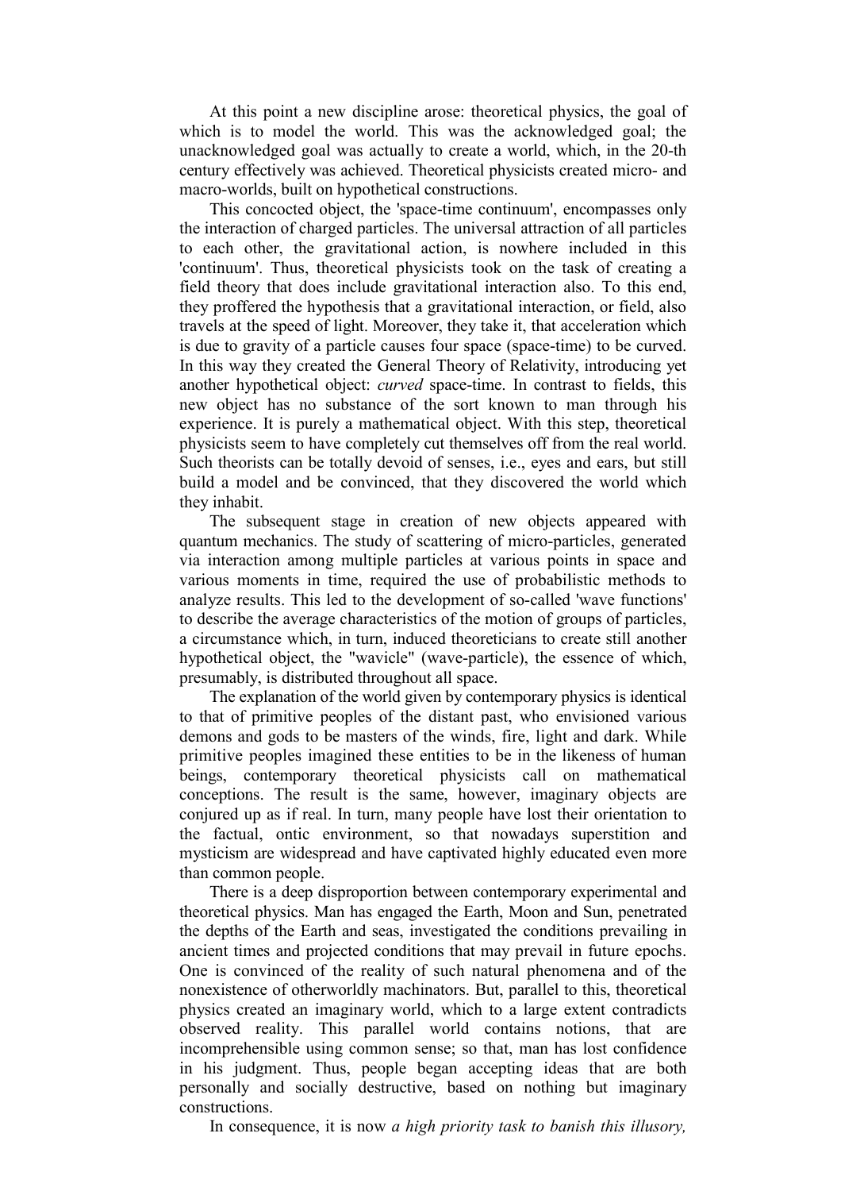At this point a new discipline arose: theoretical physics, the goal of which is to model the world. This was the acknowledged goal; the unacknowledged goal was actually to create a world, which, in the 20-th century effectively was achieved. Theoretical physicists created micro- and macro-worlds, built on hypothetical constructions.

This concocted object, the 'space-time continuum', encompasses only the interaction of charged particles. The universal attraction of all particles to each other, the gravitational action, is nowhere included in this 'continuum'. Thus, theoretical physicists took on the task of creating a field theory that does include gravitational interaction also. To this end, they proffered the hypothesis that a gravitational interaction, or field, also travels at the speed of light. Moreover, they take it, that acceleration which is due to gravity of a particle causes four space (space-time) to be curved. In this way they created the General Theory of Relativity, introducing yet another hypothetical object: *curved* space-time. In contrast to fields, this new object has no substance of the sort known to man through his experience. It is purely a mathematical object. With this step, theoretical physicists seem to have completely cut themselves off from the real world. Such theorists can be totally devoid of senses, i.e., eyes and ears, but still build a model and be convinced, that they discovered the world which they inhabit.

The subsequent stage in creation of new objects appeared with quantum mechanics. The study of scattering of micro-particles, generated via interaction among multiple particles at various points in space and various moments in time, required the use of probabilistic methods to analyze results. This led to the development of so-called 'wave functions' to describe the average characteristics of the motion of groups of particles, a circumstance which, in turn, induced theoreticians to create still another hypothetical object, the "wavicle" (wave-particle), the essence of which, presumably, is distributed throughout all space.

The explanation of the world given by contemporary physics is identical to that of primitive peoples of the distant past, who envisioned various demons and gods to be masters of the winds, fire, light and dark. While primitive peoples imagined these entities to be in the likeness of human beings, contemporary theoretical physicists call on mathematical conceptions. The result is the same, however, imaginary objects are conjured up as if real. In turn, many people have lost their orientation to the factual, ontic environment, so that nowadays superstition and mysticism are widespread and have captivated highly educated even more than common people.

There is a deep disproportion between contemporary experimental and theoretical physics. Man has engaged the Earth, Moon and Sun, penetrated the depths of the Earth and seas, investigated the conditions prevailing in ancient times and projected conditions that may prevail in future epochs. One is convinced of the reality of such natural phenomena and of the nonexistence of otherworldly machinators. But, parallel to this, theoretical physics created an imaginary world, which to a large extent contradicts observed reality. This parallel world contains notions, that are incomprehensible using common sense; so that, man has lost confidence in his judgment. Thus, people began accepting ideas that are both personally and socially destructive, based on nothing but imaginary constructions.

In consequence, it is now *a high priority task to banish this illusory,*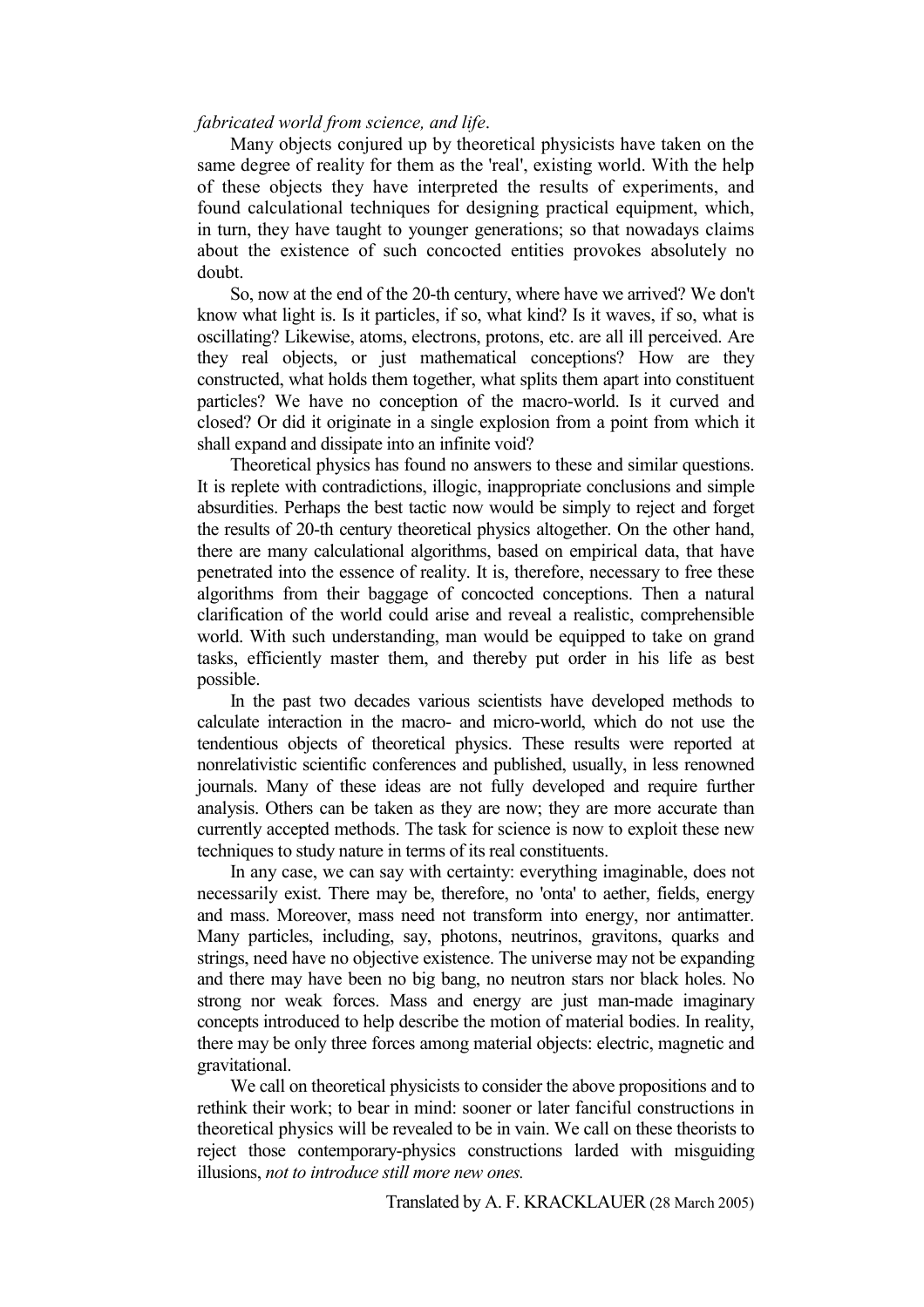*fabricated world from science, and life*.

Many objects conjured up by theoretical physicists have taken on the same degree of reality for them as the 'real', existing world. With the help of these objects they have interpreted the results of experiments, and found calculational techniques for designing practical equipment, which, in turn, they have taught to younger generations; so that nowadays claims about the existence of such concocted entities provokes absolutely no doubt.

So, now at the end of the 20-th century, where have we arrived? We don't know what light is. Is it particles, if so, what kind? Is it waves, if so, what is oscillating? Likewise, atoms, electrons, protons, etc. are all ill perceived. Are they real objects, or just mathematical conceptions? How are they constructed, what holds them together, what splits them apart into constituent particles? We have no conception of the macro-world. Is it curved and closed? Or did it originate in a single explosion from a point from which it shall expand and dissipate into an infinite void?

Theoretical physics has found no answers to these and similar questions. It is replete with contradictions, illogic, inappropriate conclusions and simple absurdities. Perhaps the best tactic now would be simply to reject and forget the results of 20-th century theoretical physics altogether. On the other hand, there are many calculational algorithms, based on empirical data, that have penetrated into the essence of reality. It is, therefore, necessary to free these algorithms from their baggage of concocted conceptions. Then a natural clarification of the world could arise and reveal a realistic, comprehensible world. With such understanding, man would be equipped to take on grand tasks, efficiently master them, and thereby put order in his life as best possible.

In the past two decades various scientists have developed methods to calculate interaction in the macro- and micro-world, which do not use the tendentious objects of theoretical physics. These results were reported at nonrelativistic scientific conferences and published, usually, in less renowned journals. Many of these ideas are not fully developed and require further analysis. Others can be taken as they are now; they are more accurate than currently accepted methods. The task for science is now to exploit these new techniques to study nature in terms of its real constituents.

In any case, we can say with certainty: everything imaginable, does not necessarily exist. There may be, therefore, no 'onta' to aether, fields, energy and mass. Moreover, mass need not transform into energy, nor antimatter. Many particles, including, say, photons, neutrinos, gravitons, quarks and strings, need have no objective existence. The universe may not be expanding and there may have been no big bang, no neutron stars nor black holes. No strong nor weak forces. Mass and energy are just man-made imaginary concepts introduced to help describe the motion of material bodies. In reality, there may be only three forces among material objects: electric, magnetic and gravitational.

We call on theoretical physicists to consider the above propositions and to rethink their work; to bear in mind: sooner or later fanciful constructions in theoretical physics will be revealed to be in vain. We call on these theorists to reject those contemporary-physics constructions larded with misguiding illusions, *not to introduce still more new ones.*

Translated by A. F. KRACKLAUER (28 March 2005)